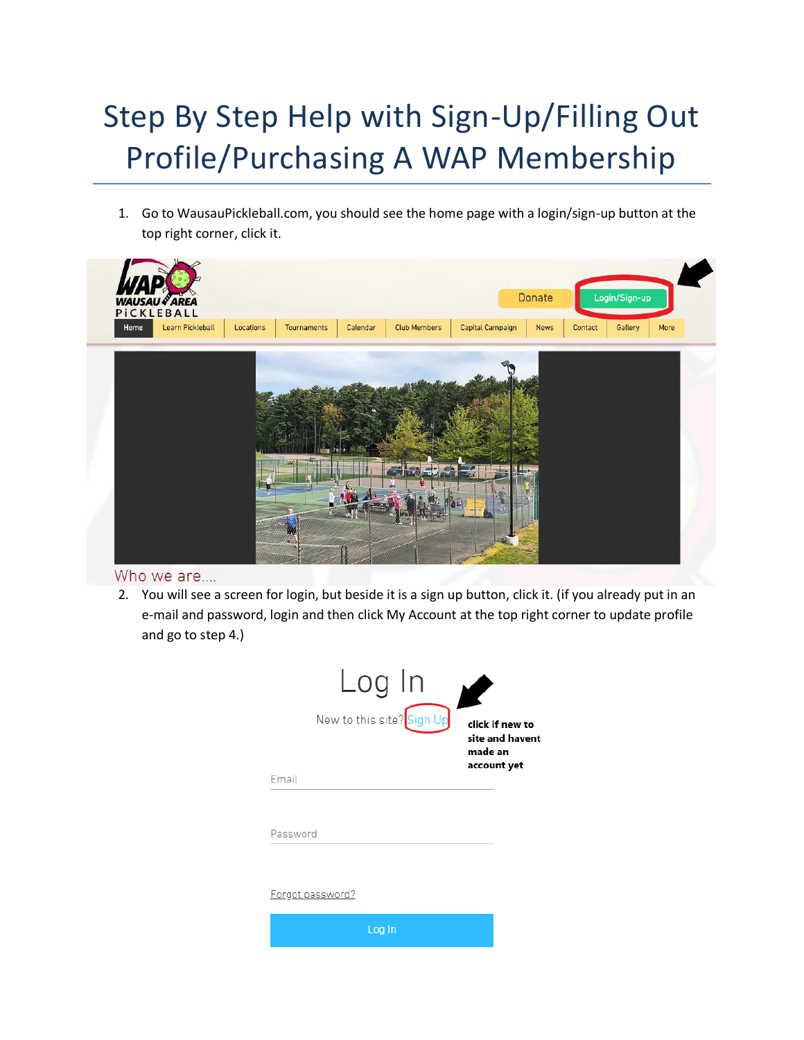# Step By Step Help with Sign-Up/Filling Out Profile/Purchasing A WAP Membership

1. Go to WausauPickleball.com, you should see the home page with a login/sign-up button at the top right corner, click it.

2. You will see a screen for login, but beside it is a sign up button, click it. (if you already put in an e-mail and password, login and then click My Account at the top right corner to update profile and go to step 4.)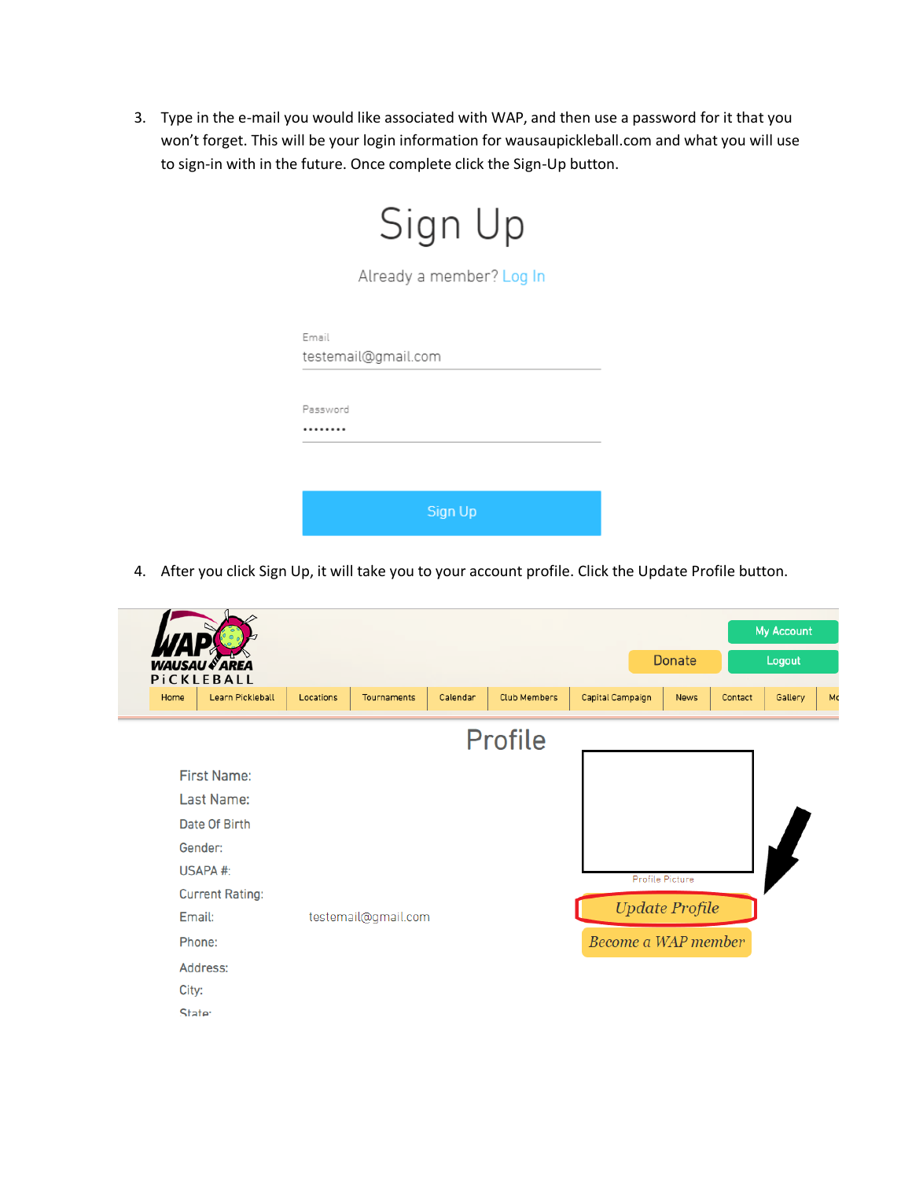3. Type in the e-mail you would like associated with WAP, and then use a password for it that you won't forget. This will be your login information for wausaupickleball.com and what you will use to sign-in with in the future. Once complete click the Sign-Up button.

Sign Up

Already a member? Log In

Email
testemail@gmail.com

Password
••••••••

Sign Up

4. After you click Sign Up, it will take you to your account profile. Click the Update Profile button.

My Account

Donate

Logout

Home | Learn Pickleball | Locations | Tournaments | Calendar | Club Members | Capital Campaign | News | Contact | Gallery

Profile

First Name:
Last Name:
Date Of Birth
Gender:
USAPA #:
Current Rating:
Email: testemail@gmail.com
Phone:
Address:
City:
State:

Profile Picture

Update Profile

Become a WAP member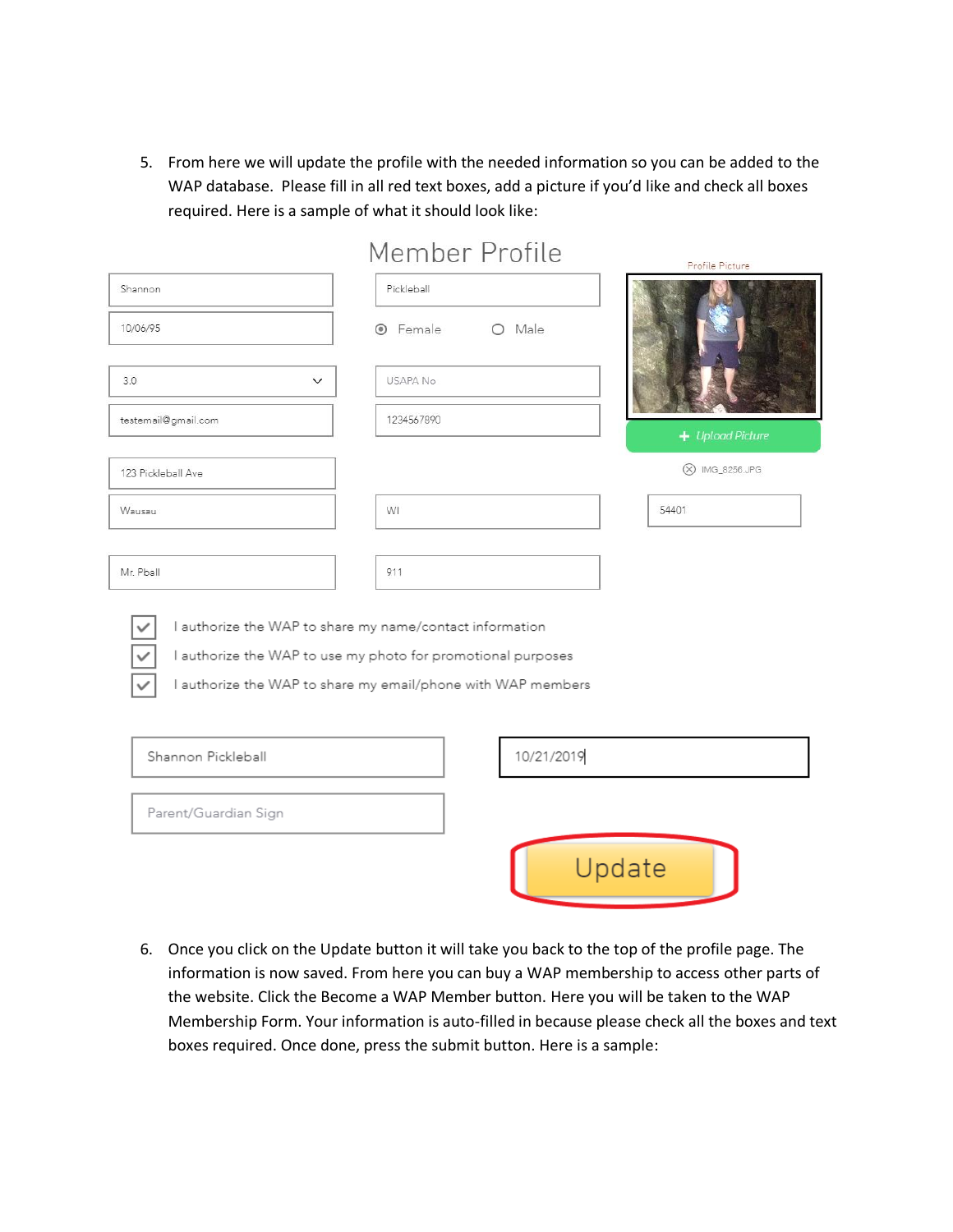5. From here we will update the profile with the needed information so you can be added to the WAP database. Please fill in all red text boxes, add a picture if you'd like and check all boxes required. Here is a sample of what it should look like:

Member Profile

Profile Picture

Shannon

Pickleball

10/06/95

Female Male

3.0

USAPA No

testemail@gmail.com

1234567890

Upload Picture

IMG_6256.JPG

123 Pickleball Ave

Wausau

WI

54401

Mr. Pball

911

- [x] I authorize the WAP to share my name/contact information
- [x] I authorize the WAP to use my photo for promotional purposes
- [x] I authorize the WAP to share my email/phone with WAP members

Shannon Pickleball

10/21/2019

Parent/Guardian Sign

Update

6. Once you click on the Update button it will take you back to the top of the profile page. The information is now saved. From here you can buy a WAP membership to access other parts of the website. Click the Become a WAP Member button. Here you will be taken to the WAP Membership Form. Your information is auto-filled in because please check all the boxes and text boxes required. Once done, press the submit button. Here is a sample: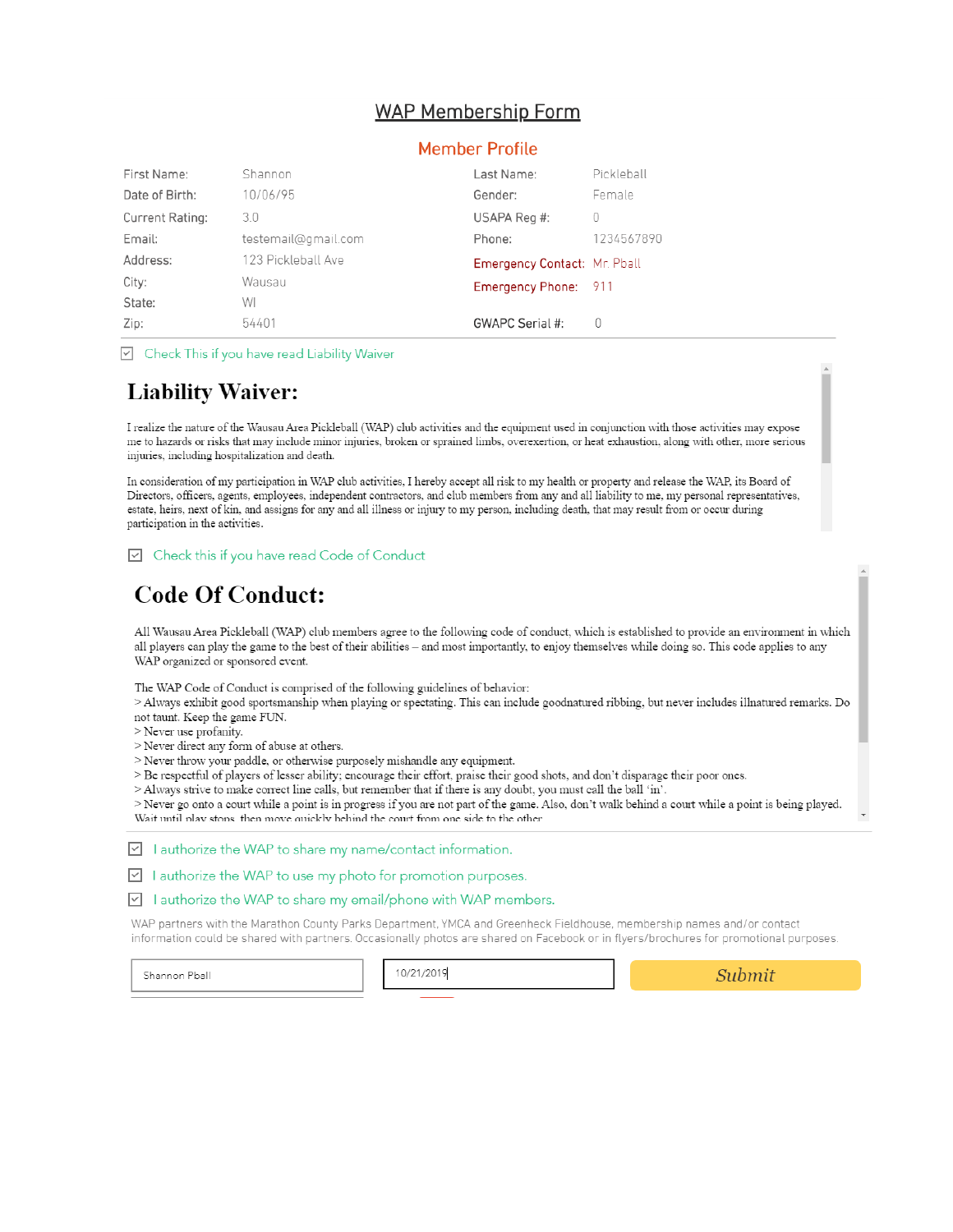# WAP Membership Form

## Member Profile

| | | | |
|---|---|---|---|
| First Name: | Shannon | Last Name: | Pickleball |
| Date of Birth: | 10/06/95 | Gender: | Female |
| Current Rating: | 3.0 | USAPA Reg #: | 0 |
| Email: | testemail@gmail.com | Phone: | 1234567890 |
| Address: | 123 Pickleball Ave | Emergency Contact: | Mr. Pball |
| City: | Wausau | Emergency Phone: | 911 |
| State: | WI | | |
| Zip: | 54401 | GWAPC Serial #: | 0 |

☑ Check This if you have read Liability Waiver

# Liability Waiver:

I realize the nature of the Wausau Area Pickleball (WAP) club activities and the equipment used in conjunction with those activities may expose me to hazards or risks that may include minor injuries, broken or sprained limbs, overexertion, or heat exhaustion, along with other, more serious injuries, including hospitalization and death.

In consideration of my participation in WAP club activities, I hereby accept all risk to my health or property and release the WAP, its Board of Directors, officers, agents, employees, independent contractors, and club members from any and all liability to me, my personal representatives, estate, heirs, next of kin, and assigns for any and all illness or injury to my person, including death, that may result from or occur during participation in the activities.

☑ Check this if you have read Code of Conduct

# Code Of Conduct:

All Wausau Area Pickleball (WAP) club members agree to the following code of conduct, which is established to provide an environment in which all players can play the game to the best of their abilities – and most importantly, to enjoy themselves while doing so. This code applies to any WAP organized or sponsored event.

The WAP Code of Conduct is comprised of the following guidelines of behavior:
> Always exhibit good sportsmanship when playing or spectating. This can include goodnatured ribbing, but never includes illnatured remarks. Do not taunt. Keep the game FUN.
> Never use profanity.
> Never direct any form of abuse at others.
> Never throw your paddle, or otherwise purposely mishandle any equipment.
> Be respectful of players of lesser ability; encourage their effort, praise their good shots, and don't disparage their poor ones.
> Always strive to make correct line calls, but remember that if there is any doubt, you must call the ball 'in'.
> Never go onto a court while a point is in progress if you are not part of the game. Also, don't walk behind a court while a point is being played. Wait until play stops, then move quickly behind the court from one side to the other

☑ I authorize the WAP to share my name/contact information.

☑ I authorize the WAP to use my photo for promotion purposes.

☑ I authorize the WAP to share my email/phone with WAP members.

WAP partners with the Marathon County Parks Department, YMCA and Greenheck Fieldhouse, membership names and/or contact information could be shared with partners. Occasionally photos are shared on Facebook or in flyers/brochures for promotional purposes.

Shannon Pball | 10/21/2019 | Submit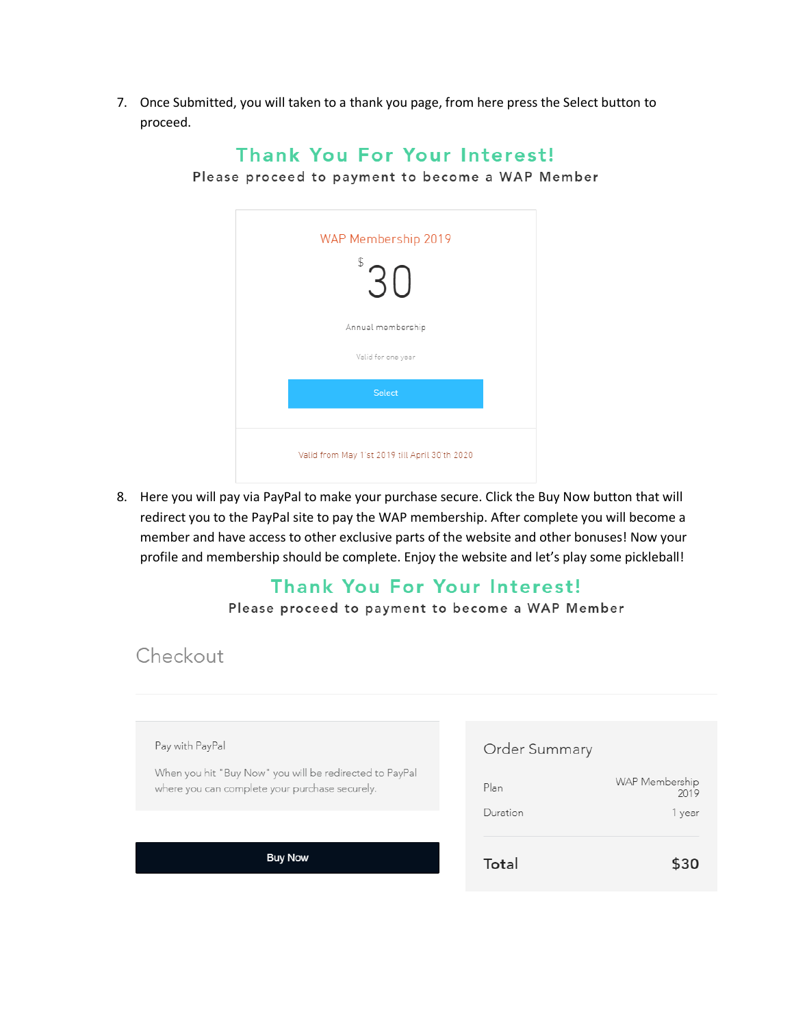7. Once Submitted, you will taken to a thank you page, from here press the Select button to proceed.

## Thank You For Your Interest!

Please proceed to payment to become a WAP Member

WAP Membership 2019

$ 30

Annual membership

Valid for one year

Select

Valid from May 1'st 2019 till April 30'th 2020

8. Here you will pay via PayPal to make your purchase secure. Click the Buy Now button that will redirect you to the PayPal site to pay the WAP membership. After complete you will become a member and have access to other exclusive parts of the website and other bonuses! Now your profile and membership should be complete. Enjoy the website and let's play some pickleball!

## Thank You For Your Interest!

Please proceed to payment to become a WAP Member

Checkout

Pay with PayPal

When you hit "Buy Now" you will be redirected to PayPal where you can complete your purchase securely.

Buy Now

Order Summary

| | |
|---|---|
| Plan | WAP Membership 2019 |
| Duration | 1 year |
| Total | $30 |